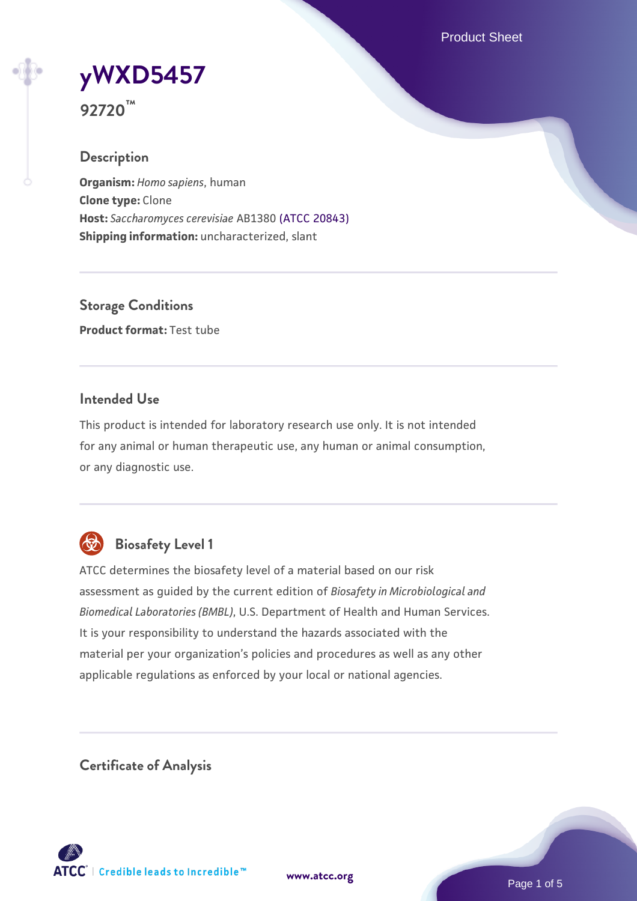# yWXD5457

**92720™**

## Description

**Organism:** *Homo sapiens*, human
**Clone type:** Clone
**Host:** *Saccharomyces cerevisiae* AB1380 (ATCC 20843)
**Shipping information:** uncharacterized, slant

## Storage Conditions

**Product format:** Test tube

## Intended Use

This product is intended for laboratory research use only. It is not intended for any animal or human therapeutic use, any human or animal consumption, or any diagnostic use.

## Biosafety Level 1

ATCC determines the biosafety level of a material based on our risk assessment as guided by the current edition of *Biosafety in Microbiological and Biomedical Laboratories (BMBL)*, U.S. Department of Health and Human Services. It is your responsibility to understand the hazards associated with the material per your organization's policies and procedures as well as any other applicable regulations as enforced by your local or national agencies.

## Certificate of Analysis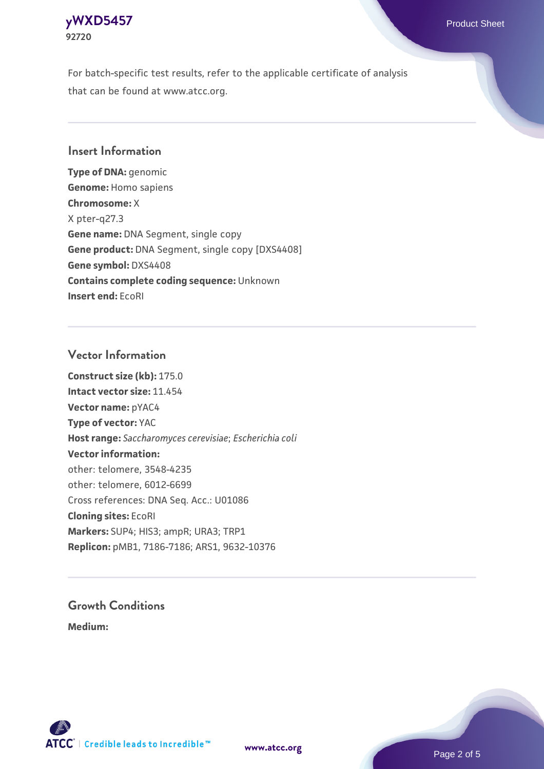For batch-specific test results, refer to the applicable certificate of analysis that can be found at www.atcc.org.

## Insert Information

**Type of DNA:** genomic
**Genome:** Homo sapiens
**Chromosome:** X
X pter-q27.3
**Gene name:** DNA Segment, single copy
**Gene product:** DNA Segment, single copy [DXS4408]
**Gene symbol:** DXS4408
**Contains complete coding sequence:** Unknown
**Insert end:** EcoRI

## Vector Information

**Construct size (kb):** 175.0
**Intact vector size:** 11.454
**Vector name:** pYAC4
**Type of vector:** YAC
**Host range:** *Saccharomyces cerevisiae*; *Escherichia coli*
**Vector information:**
other: telomere, 3548-4235
other: telomere, 6012-6699
Cross references: DNA Seq. Acc.: U01086
**Cloning sites:** EcoRI
**Markers:** SUP4; HIS3; ampR; URA3; TRP1
**Replicon:** pMB1, 7186-7186; ARS1, 9632-10376

## Growth Conditions

**Medium:**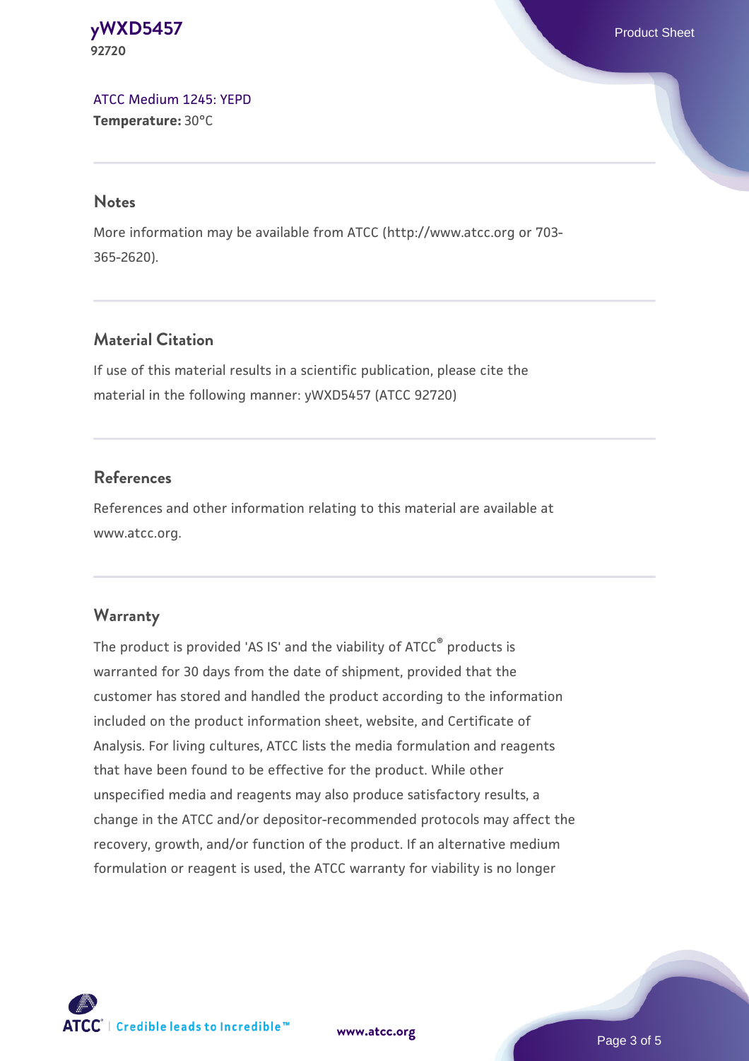ATCC Medium 1245: YEPD
**Temperature:** 30°C

## Notes

More information may be available from ATCC (http://www.atcc.org or 703-365-2620).

## Material Citation

If use of this material results in a scientific publication, please cite the material in the following manner: yWXD5457 (ATCC 92720)

## References

References and other information relating to this material are available at www.atcc.org.

## Warranty

The product is provided 'AS IS' and the viability of ATCC® products is warranted for 30 days from the date of shipment, provided that the customer has stored and handled the product according to the information included on the product information sheet, website, and Certificate of Analysis. For living cultures, ATCC lists the media formulation and reagents that have been found to be effective for the product. While other unspecified media and reagents may also produce satisfactory results, a change in the ATCC and/or depositor-recommended protocols may affect the recovery, growth, and/or function of the product. If an alternative medium formulation or reagent is used, the ATCC warranty for viability is no longer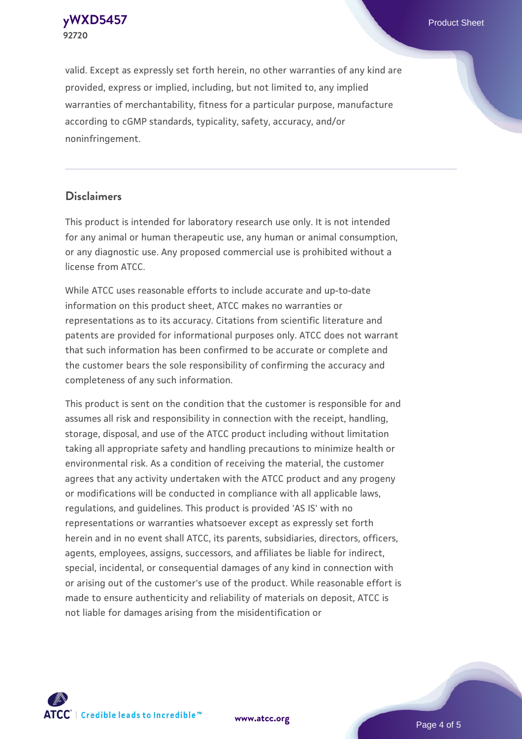valid. Except as expressly set forth herein, no other warranties of any kind are provided, express or implied, including, but not limited to, any implied warranties of merchantability, fitness for a particular purpose, manufacture according to cGMP standards, typicality, safety, accuracy, and/or noninfringement.

## Disclaimers

This product is intended for laboratory research use only. It is not intended for any animal or human therapeutic use, any human or animal consumption, or any diagnostic use. Any proposed commercial use is prohibited without a license from ATCC.

While ATCC uses reasonable efforts to include accurate and up-to-date information on this product sheet, ATCC makes no warranties or representations as to its accuracy. Citations from scientific literature and patents are provided for informational purposes only. ATCC does not warrant that such information has been confirmed to be accurate or complete and the customer bears the sole responsibility of confirming the accuracy and completeness of any such information.

This product is sent on the condition that the customer is responsible for and assumes all risk and responsibility in connection with the receipt, handling, storage, disposal, and use of the ATCC product including without limitation taking all appropriate safety and handling precautions to minimize health or environmental risk. As a condition of receiving the material, the customer agrees that any activity undertaken with the ATCC product and any progeny or modifications will be conducted in compliance with all applicable laws, regulations, and guidelines. This product is provided 'AS IS' with no representations or warranties whatsoever except as expressly set forth herein and in no event shall ATCC, its parents, subsidiaries, directors, officers, agents, employees, assigns, successors, and affiliates be liable for indirect, special, incidental, or consequential damages of any kind in connection with or arising out of the customer's use of the product. While reasonable effort is made to ensure authenticity and reliability of materials on deposit, ATCC is not liable for damages arising from the misidentification or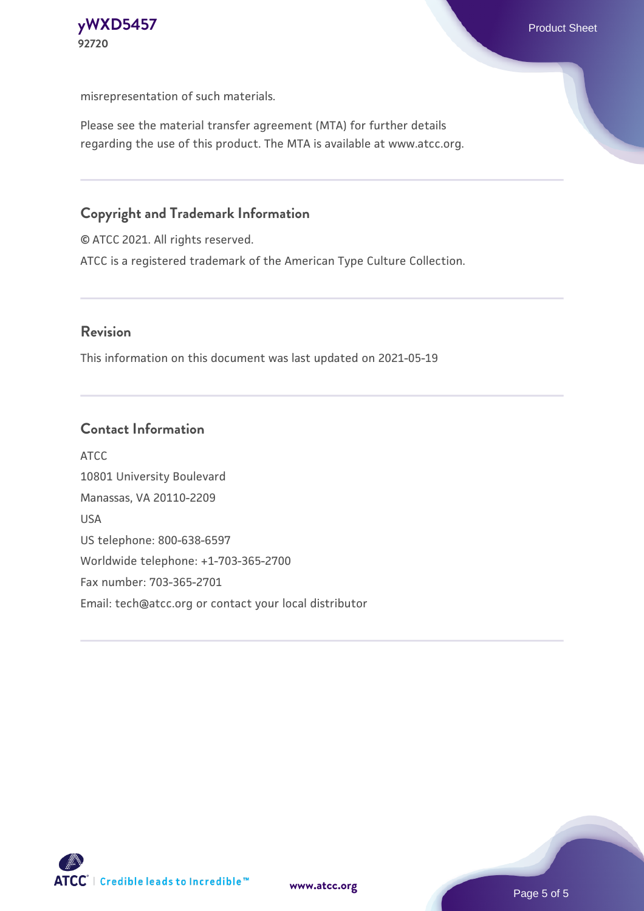misrepresentation of such materials.

Please see the material transfer agreement (MTA) for further details regarding the use of this product. The MTA is available at www.atcc.org.

## Copyright and Trademark Information

© ATCC 2021. All rights reserved.

ATCC is a registered trademark of the American Type Culture Collection.

## Revision

This information on this document was last updated on 2021-05-19

## Contact Information

ATCC
10801 University Boulevard
Manassas, VA 20110-2209
USA
US telephone: 800-638-6597
Worldwide telephone: +1-703-365-2700
Fax number: 703-365-2701
Email: tech@atcc.org or contact your local distributor